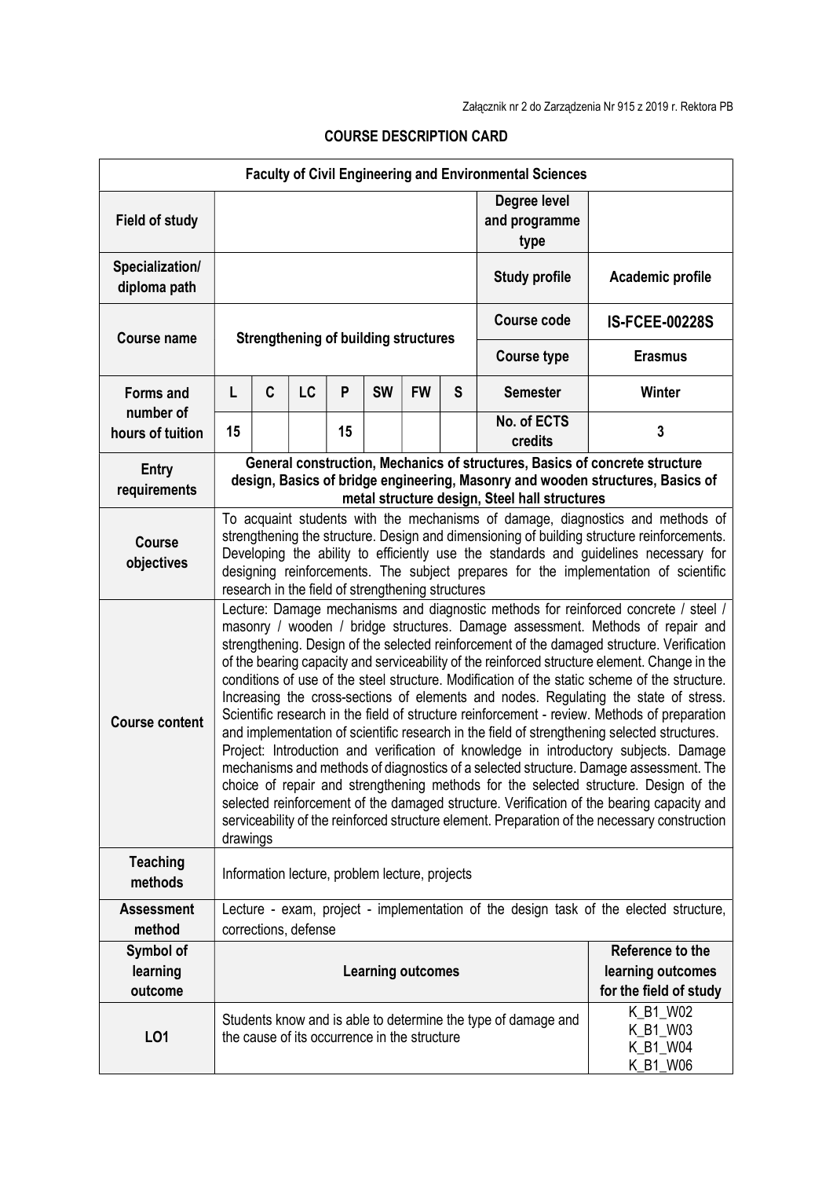Załącznik nr 2 do Zarządzenia Nr 915 z 2019 r. Rektora PB

## COURSE DESCRIPTION CARD

| Faculty of Civil Engineering and Environmental Sciences | | | | | | | | | | |
|---|---|---|---|---|---|---|---|---|---|---|
| **Field of study** | | | | | | | | | **Degree level and programme type** | |
| **Specialization/ diploma path** | | | | | | | | | **Study profile** | **Academic profile** |
| **Course name** | **Strengthening of building structures** | | | | | | | | **Course code** | **IS-FCEE-00228S** |
| | | | | | | | | | **Course type** | **Erasmus** |
| **Forms and number of hours of tuition** | **L** | **C** | **LC** | **P** | **SW** | **FW** | **S** | | **Semester** | **Winter** |
| | **15** | | | **15** | | | | | **No. of ECTS credits** | **3** |
| **Entry requirements** | **General construction, Mechanics of structures, Basics of concrete structure design, Basics of bridge engineering, Masonry and wooden structures, Basics of metal structure design, Steel hall structures** | | | | | | | | | |
| **Course objectives** | To acquaint students with the mechanisms of damage, diagnostics and methods of strengthening the structure. Design and dimensioning of building structure reinforcements. Developing the ability to efficiently use the standards and guidelines necessary for designing reinforcements. The subject prepares for the implementation of scientific research in the field of strengthening structures | | | | | | | | | |
| **Course content** | Lecture: Damage mechanisms and diagnostic methods for reinforced concrete / steel / masonry / wooden / bridge structures. Damage assessment. Methods of repair and strengthening. Design of the selected reinforcement of the damaged structure. Verification of the bearing capacity and serviceability of the reinforced structure element. Change in the conditions of use of the steel structure. Modification of the static scheme of the structure. Increasing the cross-sections of elements and nodes. Regulating the state of stress. Scientific research in the field of structure reinforcement - review. Methods of preparation and implementation of scientific research in the field of strengthening selected structures. Project: Introduction and verification of knowledge in introductory subjects. Damage mechanisms and methods of diagnostics of a selected structure. Damage assessment. The choice of repair and strengthening methods for the selected structure. Design of the selected reinforcement of the damaged structure. Verification of the bearing capacity and serviceability of the reinforced structure element. Preparation of the necessary construction drawings | | | | | | | | | |
| **Teaching methods** | Information lecture, problem lecture, projects | | | | | | | | | |
| **Assessment method** | Lecture - exam, project - implementation of the design task of the elected structure, corrections, defense | | | | | | | | | |
| **Symbol of learning outcome** | **Learning outcomes** | | | | | | | | | **Reference to the learning outcomes for the field of study** |
| **LO1** | Students know and is able to determine the type of damage and the cause of its occurrence in the structure | | | | | | | | | K_B1_W02 K_B1_W03 K_B1_W04 K_B1_W06 |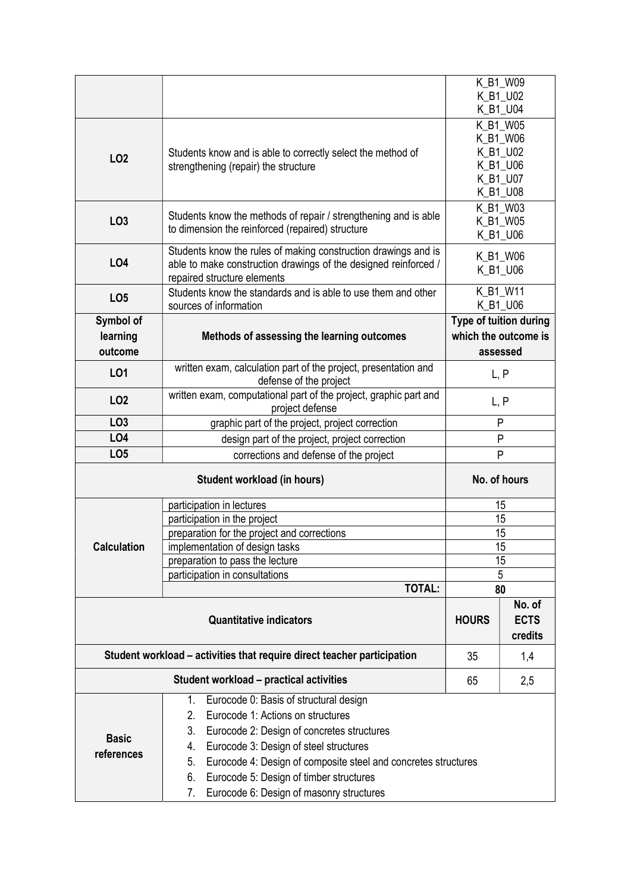| | | |
|---|---|---|
| | | K_B1_W09<br>K_B1_U02<br>K_B1_U04 |
| **LO2** | Students know and is able to correctly select the method of strengthening (repair) the structure | K_B1_W05<br>K_B1_W06<br>K_B1_U02<br>K_B1_U06<br>K_B1_U07<br>K_B1_U08 |
| **LO3** | Students know the methods of repair / strengthening and is able to dimension the reinforced (repaired) structure | K_B1_W03<br>K_B1_W05<br>K_B1_U06 |
| **LO4** | Students know the rules of making construction drawings and is able to make construction drawings of the designed reinforced / repaired structure elements | K_B1_W06<br>K_B1_U06 |
| **LO5** | Students know the standards and is able to use them and other sources of information | K_B1_W11<br>K_B1_U06 |

| Symbol of learning outcome | Methods of assessing the learning outcomes | Type of tuition during which the outcome is assessed |
|---|---|---|
| **LO1** | written exam, calculation part of the project, presentation and defense of the project | L, P |
| **LO2** | written exam, computational part of the project, graphic part and project defense | L, P |
| **LO3** | graphic part of the project, project correction | P |
| **LO4** | design part of the project, project correction | P |
| **LO5** | corrections and defense of the project | P |

| Student workload (in hours) | | No. of hours |
|---|---|---|
| **Calculation** | participation in lectures | 15 |
| | participation in the project | 15 |
| | preparation for the project and corrections | 15 |
| | implementation of design tasks | 15 |
| | preparation to pass the lecture | 15 |
| | participation in consultations | 5 |
| | **TOTAL:** | **80** |

| Quantitative indicators | HOURS | No. of ECTS credits |
|---|---|---|
| **Student workload – activities that require direct teacher participation** | 35 | 1,4 |
| **Student workload – practical activities** | 65 | 2,5 |

| | |
|---|---|
| **Basic references** | 1. Eurocode 0: Basis of structural design<br>2. Eurocode 1: Actions on structures<br>3. Eurocode 2: Design of concretes structures<br>4. Eurocode 3: Design of steel structures<br>5. Eurocode 4: Design of composite steel and concretes structures<br>6. Eurocode 5: Design of timber structures<br>7. Eurocode 6: Design of masonry structures |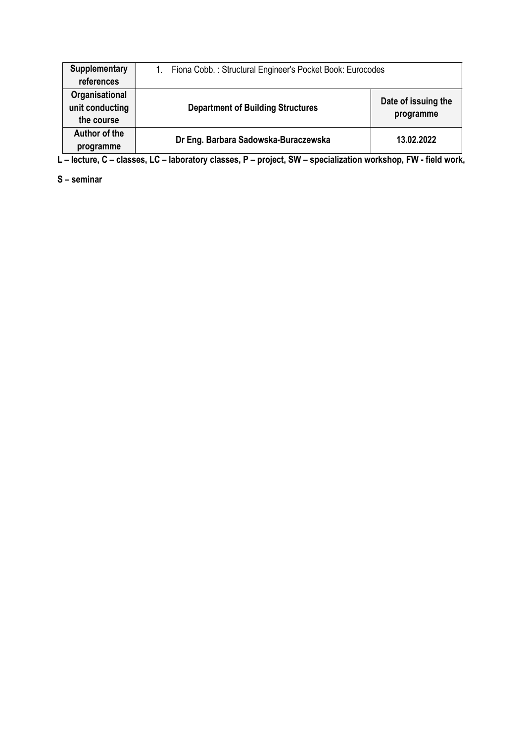| | | |
|---|---|---|
| **Supplementary references** | 1. Fiona Cobb. : Structural Engineer's Pocket Book: Eurocodes | |
| **Organisational unit conducting the course** | **Department of Building Structures** | **Date of issuing the programme** |
| **Author of the programme** | **Dr Eng. Barbara Sadowska-Buraczewska** | **13.02.2022** |

**L – lecture, C – classes, LC – laboratory classes, P – project, SW – specialization workshop, FW - field work, S – seminar**